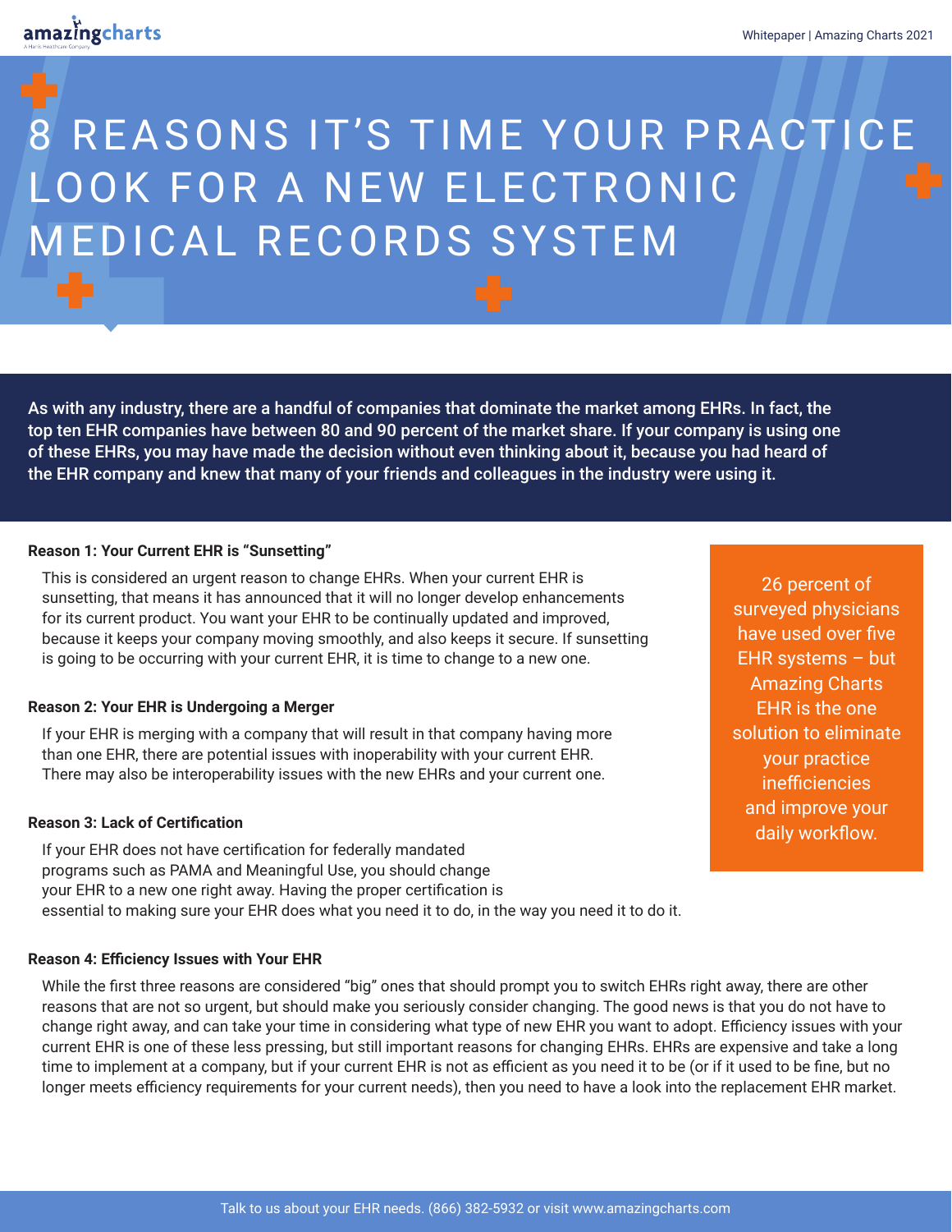# 8 REASONS IT'S TIME YOUR PRACTICE LOOK FOR A NEW ELECTRONIC MEDICAL RECORDS SYSTEM

**As with any industry, there are a handful of companies that dominate the market among EHRs. In fact, the top ten EHR companies have between 80 and 90 percent of the market share. If your company is using one of these EHRs, you may have made the decision without even thinking about it, because you had heard of the EHR company and knew that many of your friends and colleagues in the industry were using it.**

### Reason 1: Your Current EHR is "Sunsetting"

This is considered an urgent reason to change EHRs. When your current EHR is sunsetting, that means it has announced that it will no longer develop enhancements for its current product. You want your EHR to be continually updated and improved, because it keeps your company moving smoothly, and also keeps it secure. If sunsetting is going to be occurring with your current EHR, it is time to change to a new one.

### Reason 2: Your EHR is Undergoing a Merger

If your EHR is merging with a company that will result in that company having more than one EHR, there are potential issues with inoperability with your current EHR. There may also be interoperability issues with the new EHRs and your current one.

### Reason 3: Lack of Certification

If your EHR does not have certification for federally mandated programs such as PAMA and Meaningful Use, you should change your EHR to a new one right away. Having the proper certification is essential to making sure your EHR does what you need it to do, in the way you need it to do it.

> 26 percent of surveyed physicians have used over five EHR systems – but Amazing Charts EHR is the one solution to eliminate your practice inefficiencies and improve your daily workflow.

### Reason 4: Efficiency Issues with Your EHR

While the first three reasons are considered "big" ones that should prompt you to switch EHRs right away, there are other reasons that are not so urgent, but should make you seriously consider changing. The good news is that you do not have to change right away, and can take your time in considering what type of new EHR you want to adopt. Efficiency issues with your current EHR is one of these less pressing, but still important reasons for changing EHRs. EHRs are expensive and take a long time to implement at a company, but if your current EHR is not as efficient as you need it to be (or if it used to be fine, but no longer meets efficiency requirements for your current needs), then you need to have a look into the replacement EHR market.

Talk to us about your EHR needs. (866) 382-5932 or visit www.amazingcharts.com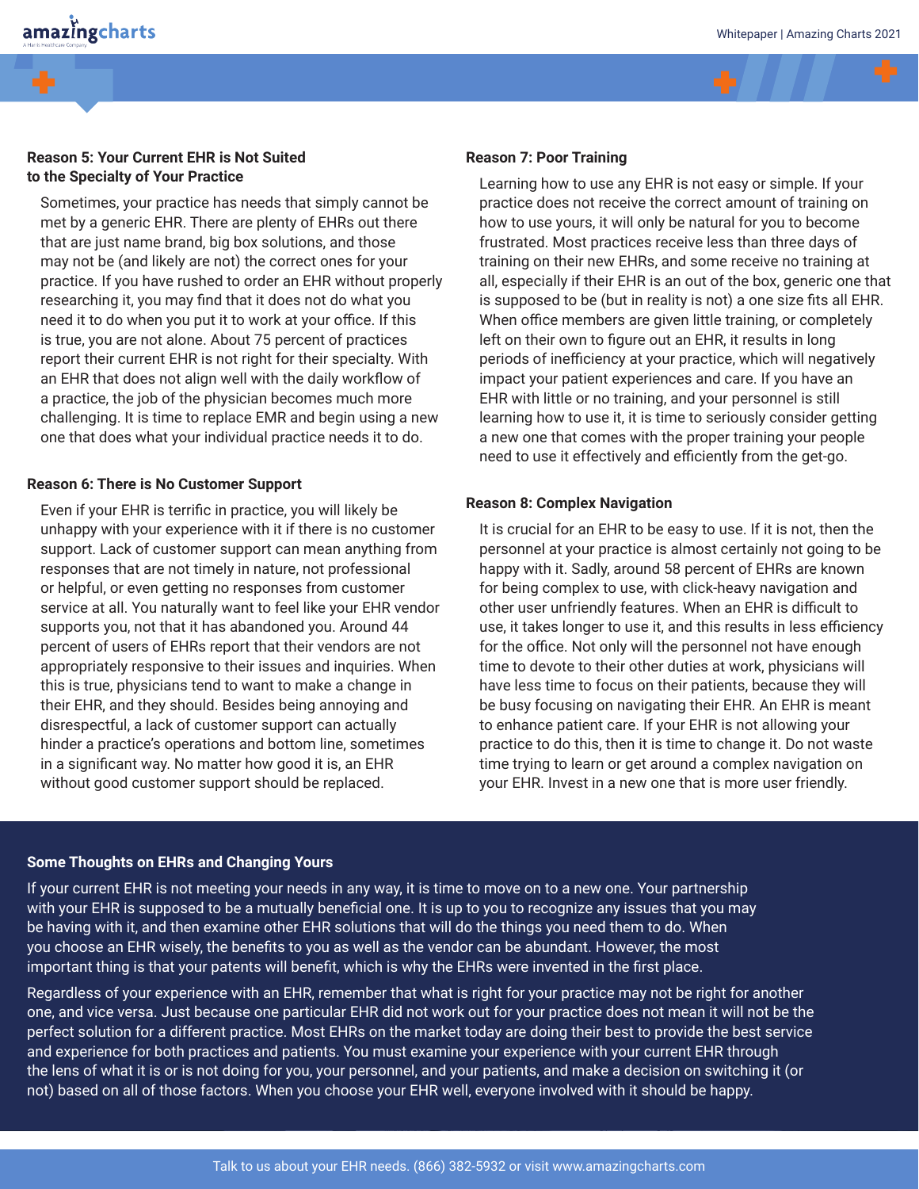### Reason 5: Your Current EHR is Not Suited to the Specialty of Your Practice

Sometimes, your practice has needs that simply cannot be met by a generic EHR. There are plenty of EHRs out there that are just name brand, big box solutions, and those may not be (and likely are not) the correct ones for your practice. If you have rushed to order an EHR without properly researching it, you may find that it does not do what you need it to do when you put it to work at your office. If this is true, you are not alone. About 75 percent of practices report their current EHR is not right for their specialty. With an EHR that does not align well with the daily workflow of a practice, the job of the physician becomes much more challenging. It is time to replace EMR and begin using a new one that does what your individual practice needs it to do.

### Reason 6: There is No Customer Support

Even if your EHR is terrific in practice, you will likely be unhappy with your experience with it if there is no customer support. Lack of customer support can mean anything from responses that are not timely in nature, not professional or helpful, or even getting no responses from customer service at all. You naturally want to feel like your EHR vendor supports you, not that it has abandoned you. Around 44 percent of users of EHRs report that their vendors are not appropriately responsive to their issues and inquiries. When this is true, physicians tend to want to make a change in their EHR, and they should. Besides being annoying and disrespectful, a lack of customer support can actually hinder a practice's operations and bottom line, sometimes in a significant way. No matter how good it is, an EHR without good customer support should be replaced.

### Reason 7: Poor Training

Learning how to use any EHR is not easy or simple. If your practice does not receive the correct amount of training on how to use yours, it will only be natural for you to become frustrated. Most practices receive less than three days of training on their new EHRs, and some receive no training at all, especially if their EHR is an out of the box, generic one that is supposed to be (but in reality is not) a one size fits all EHR. When office members are given little training, or completely left on their own to figure out an EHR, it results in long periods of inefficiency at your practice, which will negatively impact your patient experiences and care. If you have an EHR with little or no training, and your personnel is still learning how to use it, it is time to seriously consider getting a new one that comes with the proper training your people need to use it effectively and efficiently from the get-go.

### Reason 8: Complex Navigation

It is crucial for an EHR to be easy to use. If it is not, then the personnel at your practice is almost certainly not going to be happy with it. Sadly, around 58 percent of EHRs are known for being complex to use, with click-heavy navigation and other user unfriendly features. When an EHR is difficult to use, it takes longer to use it, and this results in less efficiency for the office. Not only will the personnel not have enough time to devote to their other duties at work, physicians will have less time to focus on their patients, because they will be busy focusing on navigating their EHR. An EHR is meant to enhance patient care. If your EHR is not allowing your practice to do this, then it is time to change it. Do not waste time trying to learn or get around a complex navigation on your EHR. Invest in a new one that is more user friendly.

### Some Thoughts on EHRs and Changing Yours

If your current EHR is not meeting your needs in any way, it is time to move on to a new one. Your partnership with your EHR is supposed to be a mutually beneficial one. It is up to you to recognize any issues that you may be having with it, and then examine other EHR solutions that will do the things you need them to do. When you choose an EHR wisely, the benefits to you as well as the vendor can be abundant. However, the most important thing is that your patents will benefit, which is why the EHRs were invented in the first place.

Regardless of your experience with an EHR, remember that what is right for your practice may not be right for another one, and vice versa. Just because one particular EHR did not work out for your practice does not mean it will not be the perfect solution for a different practice. Most EHRs on the market today are doing their best to provide the best service and experience for both practices and patients. You must examine your experience with your current EHR through the lens of what it is or is not doing for you, your personnel, and your patients, and make a decision on switching it (or not) based on all of those factors. When you choose your EHR well, everyone involved with it should be happy.

Talk to us about your EHR needs. (866) 382-5932 or visit www.amazingcharts.com